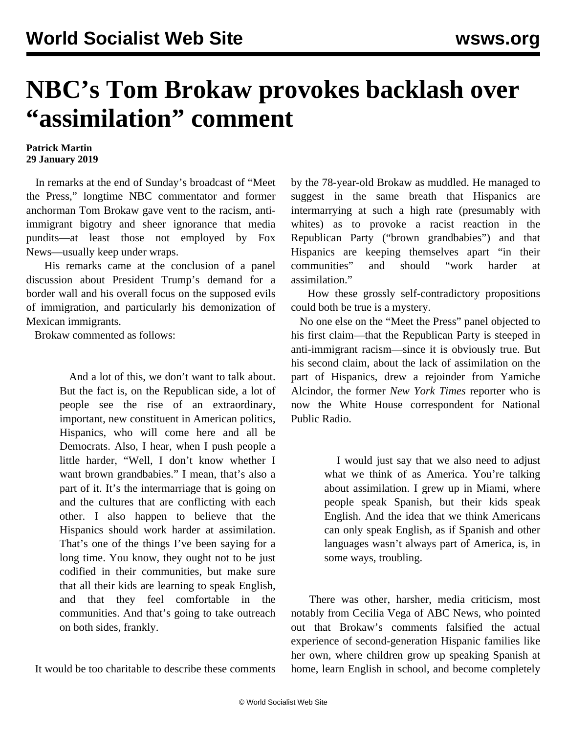# NBC's Tom Brokaw provokes backlash over "assimilation" comment

**Patrick Martin**
**29 January 2019**

In remarks at the end of Sunday's broadcast of "Meet the Press," longtime NBC commentator and former anchorman Tom Brokaw gave vent to the racism, anti-immigrant bigotry and sheer ignorance that media pundits—at least those not employed by Fox News—usually keep under wraps.

His remarks came at the conclusion of a panel discussion about President Trump's demand for a border wall and his overall focus on the supposed evils of immigration, and particularly his demonization of Mexican immigrants.

Brokaw commented as follows:

> And a lot of this, we don't want to talk about. But the fact is, on the Republican side, a lot of people see the rise of an extraordinary, important, new constituent in American politics, Hispanics, who will come here and all be Democrats. Also, I hear, when I push people a little harder, "Well, I don't know whether I want brown grandbabies." I mean, that's also a part of it. It's the intermarriage that is going on and the cultures that are conflicting with each other. I also happen to believe that the Hispanics should work harder at assimilation. That's one of the things I've been saying for a long time. You know, they ought not to be just codified in their communities, but make sure that all their kids are learning to speak English, and that they feel comfortable in the communities. And that's going to take outreach on both sides, frankly.

It would be too charitable to describe these comments by the 78-year-old Brokaw as muddled. He managed to suggest in the same breath that Hispanics are intermarrying at such a high rate (presumably with whites) as to provoke a racist reaction in the Republican Party ("brown grandbabies") and that Hispanics are keeping themselves apart "in their communities" and should "work harder at assimilation."

How these grossly self-contradictory propositions could both be true is a mystery.

No one else on the "Meet the Press" panel objected to his first claim—that the Republican Party is steeped in anti-immigrant racism—since it is obviously true. But his second claim, about the lack of assimilation on the part of Hispanics, drew a rejoinder from Yamiche Alcindor, the former *New York Times* reporter who is now the White House correspondent for National Public Radio.

> I would just say that we also need to adjust what we think of as America. You're talking about assimilation. I grew up in Miami, where people speak Spanish, but their kids speak English. And the idea that we think Americans can only speak English, as if Spanish and other languages wasn't always part of America, is, in some ways, troubling.

There was other, harsher, media criticism, most notably from Cecilia Vega of ABC News, who pointed out that Brokaw's comments falsified the actual experience of second-generation Hispanic families like her own, where children grow up speaking Spanish at home, learn English in school, and become completely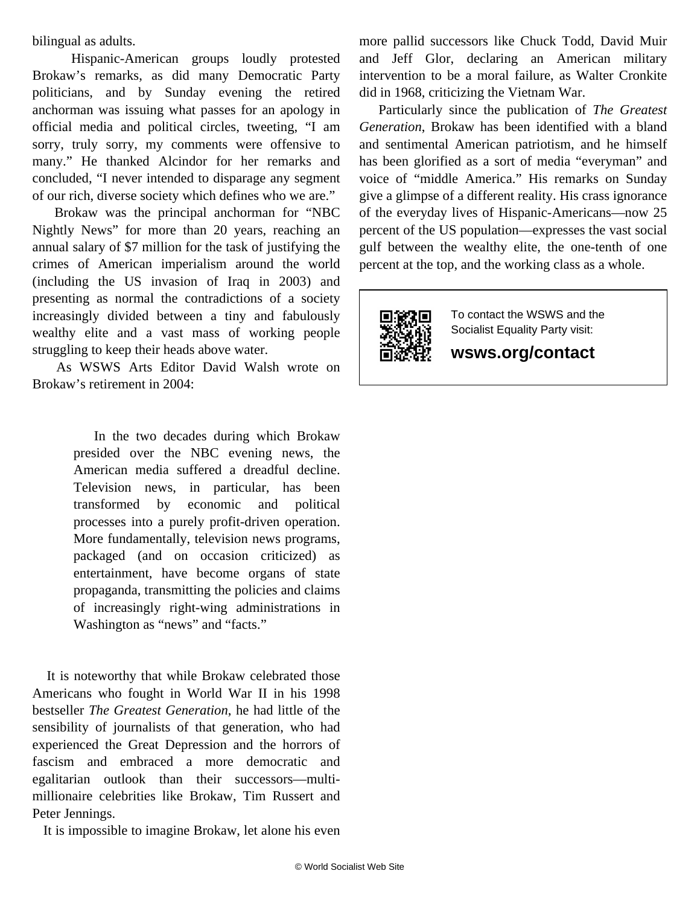bilingual as adults.

Hispanic-American groups loudly protested Brokaw's remarks, as did many Democratic Party politicians, and by Sunday evening the retired anchorman was issuing what passes for an apology in official media and political circles, tweeting, "I am sorry, truly sorry, my comments were offensive to many." He thanked Alcindor for her remarks and concluded, "I never intended to disparage any segment of our rich, diverse society which defines who we are."

Brokaw was the principal anchorman for "NBC Nightly News" for more than 20 years, reaching an annual salary of $7 million for the task of justifying the crimes of American imperialism around the world (including the US invasion of Iraq in 2003) and presenting as normal the contradictions of a society increasingly divided between a tiny and fabulously wealthy elite and a vast mass of working people struggling to keep their heads above water.

As WSWS Arts Editor David Walsh wrote on Brokaw's retirement in 2004:

> In the two decades during which Brokaw presided over the NBC evening news, the American media suffered a dreadful decline. Television news, in particular, has been transformed by economic and political processes into a purely profit-driven operation. More fundamentally, television news programs, packaged (and on occasion criticized) as entertainment, have become organs of state propaganda, transmitting the policies and claims of increasingly right-wing administrations in Washington as "news" and "facts."

It is noteworthy that while Brokaw celebrated those Americans who fought in World War II in his 1998 bestseller *The Greatest Generation*, he had little of the sensibility of journalists of that generation, who had experienced the Great Depression and the horrors of fascism and embraced a more democratic and egalitarian outlook than their successors—multi-millionaire celebrities like Brokaw, Tim Russert and Peter Jennings.

It is impossible to imagine Brokaw, let alone his even more pallid successors like Chuck Todd, David Muir and Jeff Glor, declaring an American military intervention to be a moral failure, as Walter Cronkite did in 1968, criticizing the Vietnam War.

Particularly since the publication of *The Greatest Generation*, Brokaw has been identified with a bland and sentimental American patriotism, and he himself has been glorified as a sort of media "everyman" and voice of "middle America." His remarks on Sunday give a glimpse of a different reality. His crass ignorance of the everyday lives of Hispanic-Americans—now 25 percent of the US population—expresses the vast social gulf between the wealthy elite, the one-tenth of one percent at the top, and the working class as a whole.

To contact the WSWS and the Socialist Equality Party visit:

**wsws.org/contact**